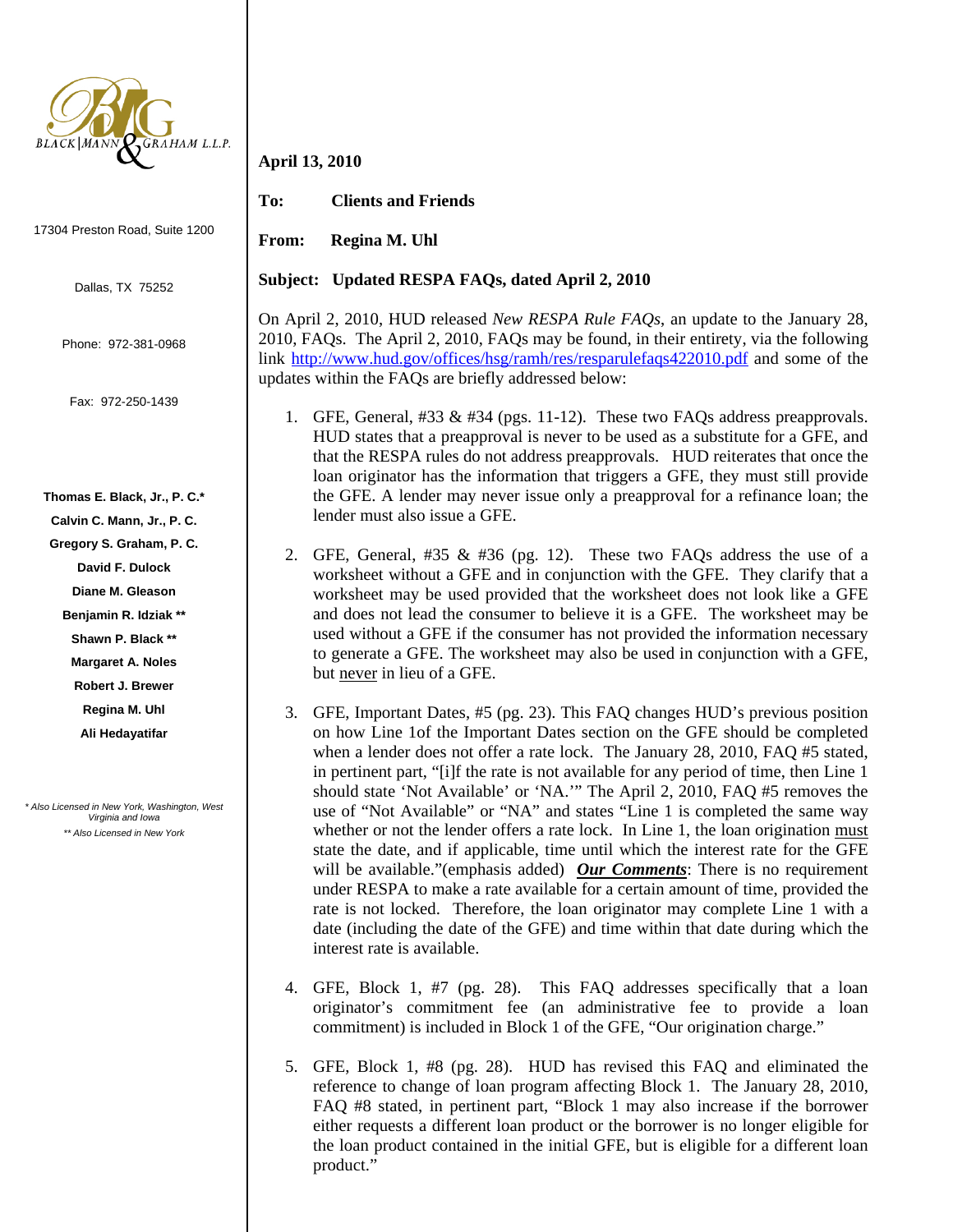BLACK | MANN & GRAHAM L.L.P.

17304 Preston Road, Suite 1200

Dallas, TX 75252

Phone: 972-381-0968

Fax: 972-250-1439

**Thomas E. Black, Jr., P. C.***
**Calvin C. Mann, Jr., P. C.**
**Gregory S. Graham, P. C.**
**David F. Dulock**
**Diane M. Gleason**
**Benjamin R. Idziak ****
**Shawn P. Black ****
**Margaret A. Noles**
**Robert J. Brewer**
**Regina M. Uhl**
**Ali Hedayatifar**

*\* Also Licensed in New York, Washington, West Virginia and Iowa*
*\*\* Also Licensed in New York*

**April 13, 2010**

**To:** **Clients and Friends**

**From:** **Regina M. Uhl**

**Subject:** **Updated RESPA FAQs, dated April 2, 2010**

On April 2, 2010, HUD released *New RESPA Rule FAQs*, an update to the January 28, 2010, FAQs. The April 2, 2010, FAQs may be found, in their entirety, via the following link http://www.hud.gov/offices/hsg/ramh/res/resparulefaqs422010.pdf and some of the updates within the FAQs are briefly addressed below:

1. GFE, General, #33 & #34 (pgs. 11-12). These two FAQs address preapprovals. HUD states that a preapproval is never to be used as a substitute for a GFE, and that the RESPA rules do not address preapprovals. HUD reiterates that once the loan originator has the information that triggers a GFE, they must still provide the GFE. A lender may never issue only a preapproval for a refinance loan; the lender must also issue a GFE.

2. GFE, General, #35 & #36 (pg. 12). These two FAQs address the use of a worksheet without a GFE and in conjunction with the GFE. They clarify that a worksheet may be used provided that the worksheet does not look like a GFE and does not lead the consumer to believe it is a GFE. The worksheet may be used without a GFE if the consumer has not provided the information necessary to generate a GFE. The worksheet may also be used in conjunction with a GFE, but <u>never</u> in lieu of a GFE.

3. GFE, Important Dates, #5 (pg. 23). This FAQ changes HUD's previous position on how Line 1of the Important Dates section on the GFE should be completed when a lender does not offer a rate lock. The January 28, 2010, FAQ #5 stated, in pertinent part, "[i]f the rate is not available for any period of time, then Line 1 should state 'Not Available' or 'NA.'" The April 2, 2010, FAQ #5 removes the use of "Not Available" or "NA" and states "Line 1 is completed the same way whether or not the lender offers a rate lock. In Line 1, the loan origination <u>must</u> state the date, and if applicable, time until which the interest rate for the GFE will be available."(emphasis added) ***<u>Our Comments</u>***: There is no requirement under RESPA to make a rate available for a certain amount of time, provided the rate is not locked. Therefore, the loan originator may complete Line 1 with a date (including the date of the GFE) and time within that date during which the interest rate is available.

4. GFE, Block 1, #7 (pg. 28). This FAQ addresses specifically that a loan originator's commitment fee (an administrative fee to provide a loan commitment) is included in Block 1 of the GFE, "Our origination charge."

5. GFE, Block 1, #8 (pg. 28). HUD has revised this FAQ and eliminated the reference to change of loan program affecting Block 1. The January 28, 2010, FAQ #8 stated, in pertinent part, "Block 1 may also increase if the borrower either requests a different loan product or the borrower is no longer eligible for the loan product contained in the initial GFE, but is eligible for a different loan product."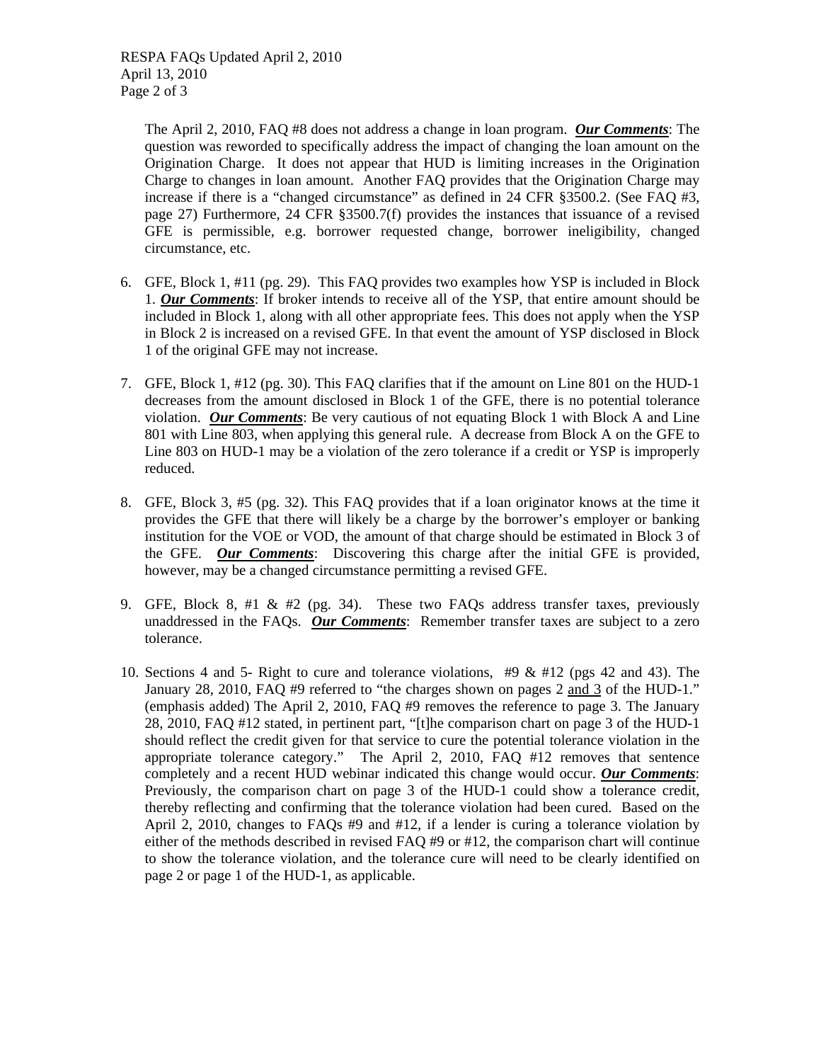The April 2, 2010, FAQ #8 does not address a change in loan program. ***Our Comments***: The question was reworded to specifically address the impact of changing the loan amount on the Origination Charge. It does not appear that HUD is limiting increases in the Origination Charge to changes in loan amount. Another FAQ provides that the Origination Charge may increase if there is a "changed circumstance" as defined in 24 CFR §3500.2. (See FAQ #3, page 27) Furthermore, 24 CFR §3500.7(f) provides the instances that issuance of a revised GFE is permissible, e.g. borrower requested change, borrower ineligibility, changed circumstance, etc.

6. GFE, Block 1, #11 (pg. 29). This FAQ provides two examples how YSP is included in Block 1. ***Our Comments***: If broker intends to receive all of the YSP, that entire amount should be included in Block 1, along with all other appropriate fees. This does not apply when the YSP in Block 2 is increased on a revised GFE. In that event the amount of YSP disclosed in Block 1 of the original GFE may not increase.

7. GFE, Block 1, #12 (pg. 30). This FAQ clarifies that if the amount on Line 801 on the HUD-1 decreases from the amount disclosed in Block 1 of the GFE, there is no potential tolerance violation. ***Our Comments***: Be very cautious of not equating Block 1 with Block A and Line 801 with Line 803, when applying this general rule. A decrease from Block A on the GFE to Line 803 on HUD-1 may be a violation of the zero tolerance if a credit or YSP is improperly reduced.

8. GFE, Block 3, #5 (pg. 32). This FAQ provides that if a loan originator knows at the time it provides the GFE that there will likely be a charge by the borrower's employer or banking institution for the VOE or VOD, the amount of that charge should be estimated in Block 3 of the GFE. ***Our Comments***: Discovering this charge after the initial GFE is provided, however, may be a changed circumstance permitting a revised GFE.

9. GFE, Block 8, #1 & #2 (pg. 34). These two FAQs address transfer taxes, previously unaddressed in the FAQs. ***Our Comments***: Remember transfer taxes are subject to a zero tolerance.

10. Sections 4 and 5- Right to cure and tolerance violations, #9 & #12 (pgs 42 and 43). The January 28, 2010, FAQ #9 referred to "the charges shown on pages 2 <u>and 3</u> of the HUD-1." (emphasis added) The April 2, 2010, FAQ #9 removes the reference to page 3. The January 28, 2010, FAQ #12 stated, in pertinent part, "[t]he comparison chart on page 3 of the HUD-1 should reflect the credit given for that service to cure the potential tolerance violation in the appropriate tolerance category." The April 2, 2010, FAQ #12 removes that sentence completely and a recent HUD webinar indicated this change would occur. ***Our Comments***: Previously, the comparison chart on page 3 of the HUD-1 could show a tolerance credit, thereby reflecting and confirming that the tolerance violation had been cured. Based on the April 2, 2010, changes to FAQs #9 and #12, if a lender is curing a tolerance violation by either of the methods described in revised FAQ #9 or #12, the comparison chart will continue to show the tolerance violation, and the tolerance cure will need to be clearly identified on page 2 or page 1 of the HUD-1, as applicable.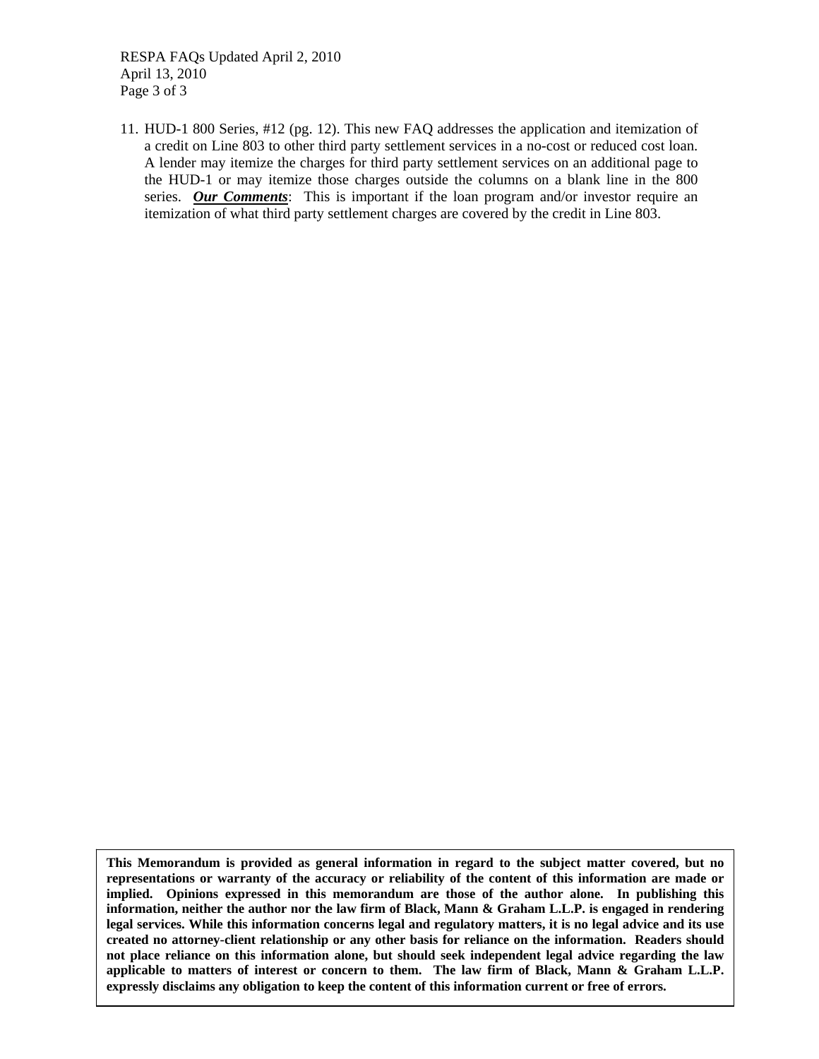11. HUD-1 800 Series, #12 (pg. 12). This new FAQ addresses the application and itemization of a credit on Line 803 to other third party settlement services in a no-cost or reduced cost loan. A lender may itemize the charges for third party settlement services on an additional page to the HUD-1 or may itemize those charges outside the columns on a blank line in the 800 series. ***Our Comments***: This is important if the loan program and/or investor require an itemization of what third party settlement charges are covered by the credit in Line 803.

**This Memorandum is provided as general information in regard to the subject matter covered, but no representations or warranty of the accuracy or reliability of the content of this information are made or implied. Opinions expressed in this memorandum are those of the author alone. In publishing this information, neither the author nor the law firm of Black, Mann & Graham L.L.P. is engaged in rendering legal services. While this information concerns legal and regulatory matters, it is no legal advice and its use created no attorney-client relationship or any other basis for reliance on the information. Readers should not place reliance on this information alone, but should seek independent legal advice regarding the law applicable to matters of interest or concern to them. The law firm of Black, Mann & Graham L.L.P. expressly disclaims any obligation to keep the content of this information current or free of errors.**